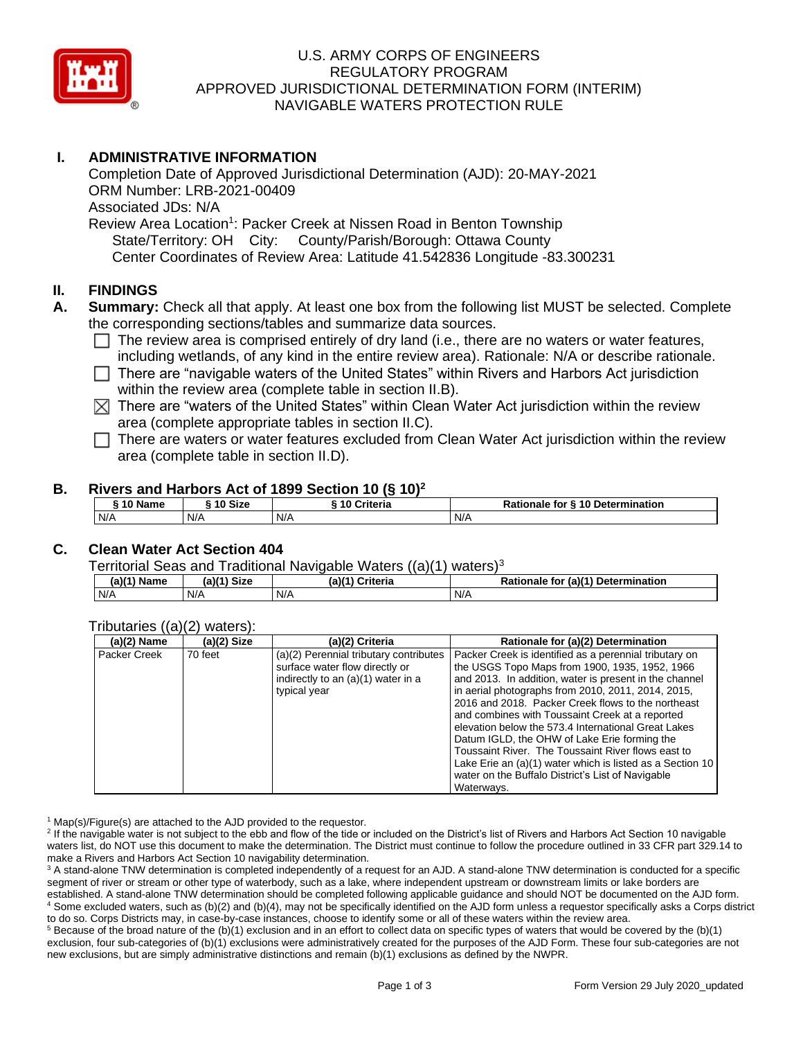U.S. ARMY CORPS OF ENGINEERS
REGULATORY PROGRAM
APPROVED JURISDICTIONAL DETERMINATION FORM (INTERIM)
NAVIGABLE WATERS PROTECTION RULE

## I. ADMINISTRATIVE INFORMATION

Completion Date of Approved Jurisdictional Determination (AJD): 20-MAY-2021
ORM Number: LRB-2021-00409
Associated JDs: N/A
Review Area Location[1]: Packer Creek at Nissen Road in Benton Township
State/Territory: OH City: County/Parish/Borough: Ottawa County
Center Coordinates of Review Area: Latitude 41.542836 Longitude -83.300231

## II. FINDINGS

**A. Summary:** Check all that apply. At least one box from the following list MUST be selected. Complete the corresponding sections/tables and summarize data sources.

- ☐ The review area is comprised entirely of dry land (i.e., there are no waters or water features, including wetlands, of any kind in the entire review area). Rationale: N/A or describe rationale.
- ☐ There are "navigable waters of the United States" within Rivers and Harbors Act jurisdiction within the review area (complete table in section II.B).
- ☒ There are "waters of the United States" within Clean Water Act jurisdiction within the review area (complete appropriate tables in section II.C).
- ☐ There are waters or water features excluded from Clean Water Act jurisdiction within the review area (complete table in section II.D).

### B. Rivers and Harbors Act of 1899 Section 10 (§ 10)[2]

| § 10 Name | § 10 Size | § 10 Criteria | Rationale for § 10 Determination |
|---|---|---|---|
| N/A | N/A | N/A | N/A |

### C. Clean Water Act Section 404

Territorial Seas and Traditional Navigable Waters ((a)(1) waters)[3]

| (a)(1) Name | (a)(1) Size | (a)(1) Criteria | Rationale for (a)(1) Determination |
|---|---|---|---|
| N/A | N/A | N/A | N/A |

Tributaries ((a)(2) waters):

| (a)(2) Name | (a)(2) Size | (a)(2) Criteria | Rationale for (a)(2) Determination |
|---|---|---|---|
| Packer Creek | 70 feet | (a)(2) Perennial tributary contributes surface water flow directly or indirectly to an (a)(1) water in a typical year | Packer Creek is identified as a perennial tributary on the USGS Topo Maps from 1900, 1935, 1952, 1966 and 2013. In addition, water is present in the channel in aerial photographs from 2010, 2011, 2014, 2015, 2016 and 2018. Packer Creek flows to the northeast and combines with Toussaint Creek at a reported elevation below the 573.4 International Great Lakes Datum IGLD, the OHW of Lake Erie forming the Toussaint River. The Toussaint River flows east to Lake Erie an (a)(1) water which is listed as a Section 10 water on the Buffalo District's List of Navigable Waterways. |

[1] Map(s)/Figure(s) are attached to the AJD provided to the requestor.
[2] If the navigable water is not subject to the ebb and flow of the tide or included on the District's list of Rivers and Harbors Act Section 10 navigable waters list, do NOT use this document to make the determination. The District must continue to follow the procedure outlined in 33 CFR part 329.14 to make a Rivers and Harbors Act Section 10 navigability determination.
[3] A stand-alone TNW determination is completed independently of a request for an AJD. A stand-alone TNW determination is conducted for a specific segment of river or stream or other type of waterbody, such as a lake, where independent upstream or downstream limits or lake borders are established. A stand-alone TNW determination should be completed following applicable guidance and should NOT be documented on the AJD form.
[4] Some excluded waters, such as (b)(2) and (b)(4), may not be specifically identified on the AJD form unless a requestor specifically asks a Corps district to do so. Corps Districts may, in case-by-case instances, choose to identify some or all of these waters within the review area.
[5] Because of the broad nature of the (b)(1) exclusion and in an effort to collect data on specific types of waters that would be covered by the (b)(1) exclusion, four sub-categories of (b)(1) exclusions were administratively created for the purposes of the AJD Form. These four sub-categories are not new exclusions, but are simply administrative distinctions and remain (b)(1) exclusions as defined by the NWPR.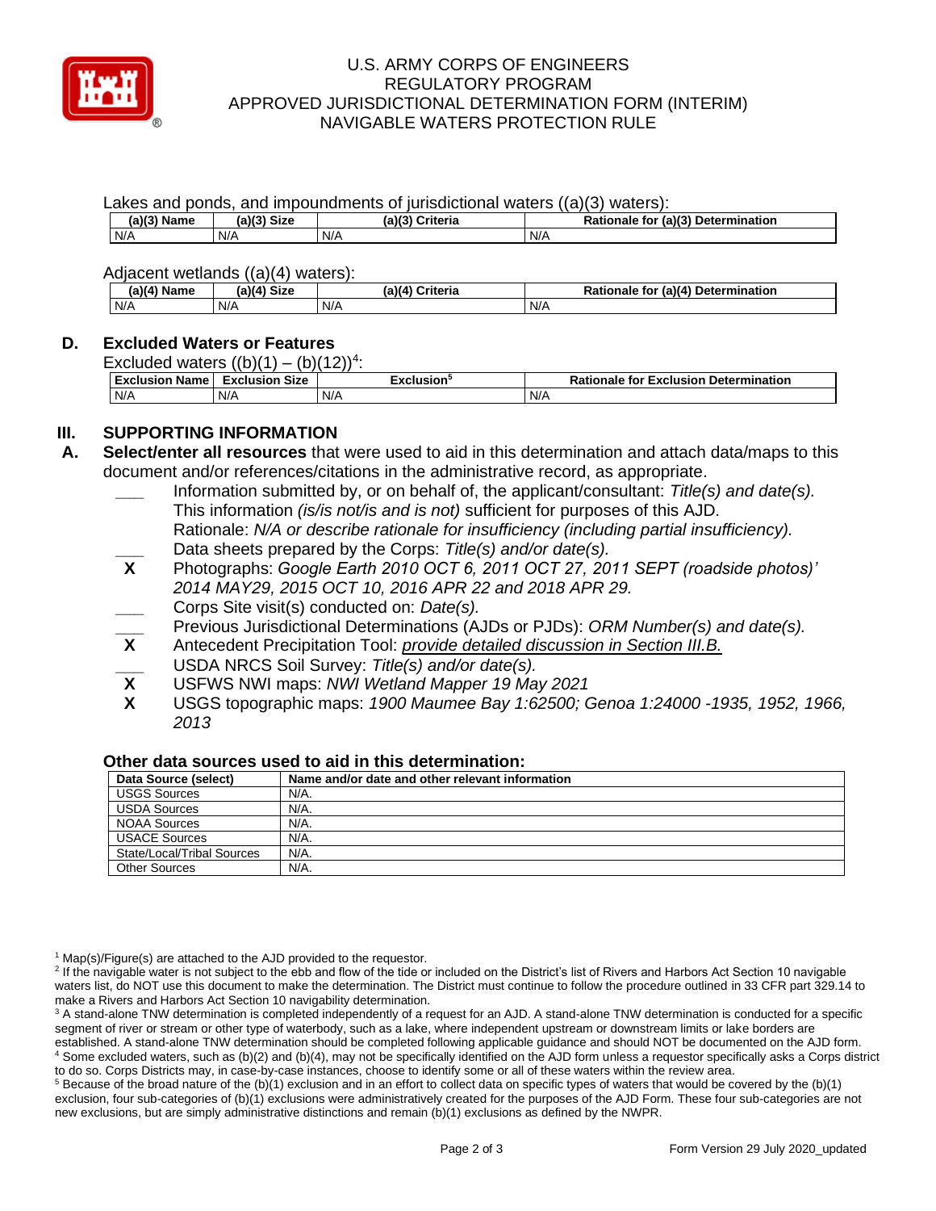Lakes and ponds, and impoundments of jurisdictional waters ((a)(3) waters):

| (a)(3) Name | (a)(3) Size | (a)(3) Criteria | Rationale for (a)(3) Determination |
|---|---|---|---|
| N/A | N/A | N/A | N/A |

Adjacent wetlands ((a)(4) waters):

| (a)(4) Name | (a)(4) Size | (a)(4) Criteria | Rationale for (a)(4) Determination |
|---|---|---|---|
| N/A | N/A | N/A | N/A |

## D. Excluded Waters or Features

Excluded waters ((b)(1) – (b)(12))[4]:

| Exclusion Name | Exclusion Size | Exclusion[5] | Rationale for Exclusion Determination |
|---|---|---|---|
| N/A | N/A | N/A | N/A |

# III. SUPPORTING INFORMATION

**A. Select/enter all resources** that were used to aid in this determination and attach data/maps to this document and/or references/citations in the administrative record, as appropriate.

- ___ Information submitted by, or on behalf of, the applicant/consultant: *Title(s) and date(s).* This information *(is/is not/is and is not)* sufficient for purposes of this AJD. Rationale: *N/A or describe rationale for insufficiency (including partial insufficiency).*
- ___ Data sheets prepared by the Corps: *Title(s) and/or date(s).*
- **X** Photographs: *Google Earth 2010 OCT 6, 2011 OCT 27, 2011 SEPT (roadside photos)' 2014 MAY29, 2015 OCT 10, 2016 APR 22 and 2018 APR 29.*
- ___ Corps Site visit(s) conducted on: *Date(s).*
- ___ Previous Jurisdictional Determinations (AJDs or PJDs): *ORM Number(s) and date(s).*
- **X** Antecedent Precipitation Tool: *provide detailed discussion in Section III.B.*
- ___ USDA NRCS Soil Survey: *Title(s) and/or date(s).*
- **X** USFWS NWI maps: *NWI Wetland Mapper 19 May 2021*
- **X** USGS topographic maps: *1900 Maumee Bay 1:62500; Genoa 1:24000 -1935, 1952, 1966, 2013*

### Other data sources used to aid in this determination:

| Data Source (select) | Name and/or date and other relevant information |
|---|---|
| USGS Sources | N/A. |
| USDA Sources | N/A. |
| NOAA Sources | N/A. |
| USACE Sources | N/A. |
| State/Local/Tribal Sources | N/A. |
| Other Sources | N/A. |

[1] Map(s)/Figure(s) are attached to the AJD provided to the requestor.
[2] If the navigable water is not subject to the ebb and flow of the tide or included on the District's list of Rivers and Harbors Act Section 10 navigable waters list, do NOT use this document to make the determination. The District must continue to follow the procedure outlined in 33 CFR part 329.14 to make a Rivers and Harbors Act Section 10 navigability determination.
[3] A stand-alone TNW determination is completed independently of a request for an AJD. A stand-alone TNW determination is conducted for a specific segment of river or stream or other type of waterbody, such as a lake, where independent upstream or downstream limits or lake borders are established. A stand-alone TNW determination should be completed following applicable guidance and should NOT be documented on the AJD form.
[4] Some excluded waters, such as (b)(2) and (b)(4), may not be specifically identified on the AJD form unless a requestor specifically asks a Corps district to do so. Corps Districts may, in case-by-case instances, choose to identify some or all of these waters within the review area.
[5] Because of the broad nature of the (b)(1) exclusion and in an effort to collect data on specific types of waters that would be covered by the (b)(1) exclusion, four sub-categories of (b)(1) exclusions were administratively created for the purposes of the AJD Form. These four sub-categories are not new exclusions, but are simply administrative distinctions and remain (b)(1) exclusions as defined by the NWPR.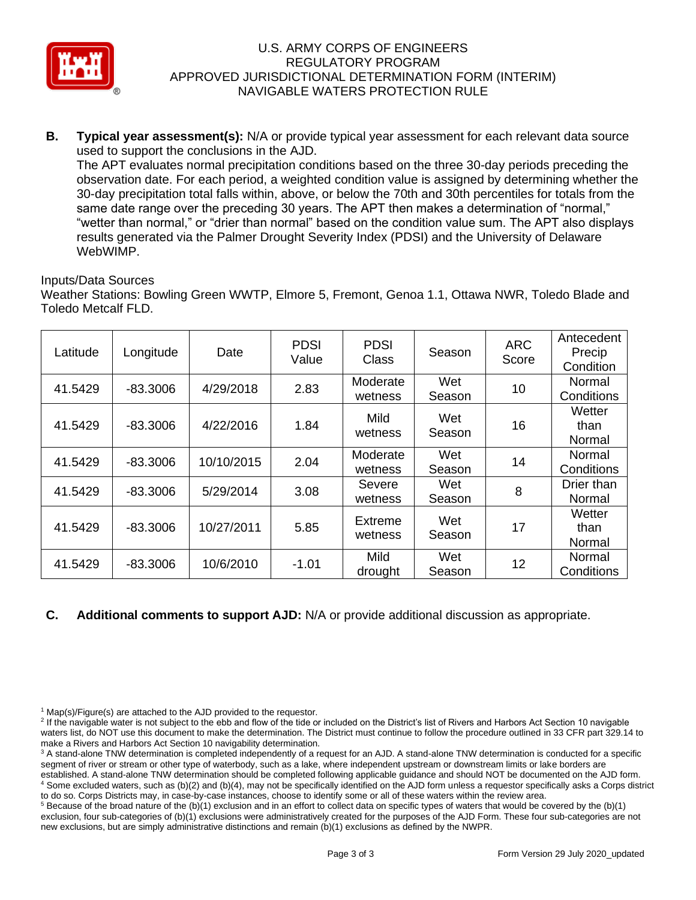**B. Typical year assessment(s):** N/A or provide typical year assessment for each relevant data source used to support the conclusions in the AJD.

The APT evaluates normal precipitation conditions based on the three 30-day periods preceding the observation date. For each period, a weighted condition value is assigned by determining whether the 30-day precipitation total falls within, above, or below the 70th and 30th percentiles for totals from the same date range over the preceding 30 years. The APT then makes a determination of "normal," "wetter than normal," or "drier than normal" based on the condition value sum. The APT also displays results generated via the Palmer Drought Severity Index (PDSI) and the University of Delaware WebWIMP.

Inputs/Data Sources

Weather Stations: Bowling Green WWTP, Elmore 5, Fremont, Genoa 1.1, Ottawa NWR, Toledo Blade and Toledo Metcalf FLD.

| Latitude | Longitude | Date | PDSI Value | PDSI Class | Season | ARC Score | Antecedent Precip Condition |
|---|---|---|---|---|---|---|---|
| 41.5429 | -83.3006 | 4/29/2018 | 2.83 | Moderate wetness | Wet Season | 10 | Normal Conditions |
| 41.5429 | -83.3006 | 4/22/2016 | 1.84 | Mild wetness | Wet Season | 16 | Wetter than Normal |
| 41.5429 | -83.3006 | 10/10/2015 | 2.04 | Moderate wetness | Wet Season | 14 | Normal Conditions |
| 41.5429 | -83.3006 | 5/29/2014 | 3.08 | Severe wetness | Wet Season | 8 | Drier than Normal |
| 41.5429 | -83.3006 | 10/27/2011 | 5.85 | Extreme wetness | Wet Season | 17 | Wetter than Normal |
| 41.5429 | -83.3006 | 10/6/2010 | -1.01 | Mild drought | Wet Season | 12 | Normal Conditions |

**C. Additional comments to support AJD:** N/A or provide additional discussion as appropriate.

[1] Map(s)/Figure(s) are attached to the AJD provided to the requestor.

[2] If the navigable water is not subject to the ebb and flow of the tide or included on the District's list of Rivers and Harbors Act Section 10 navigable waters list, do NOT use this document to make the determination. The District must continue to follow the procedure outlined in 33 CFR part 329.14 to make a Rivers and Harbors Act Section 10 navigability determination.

[3] A stand-alone TNW determination is completed independently of a request for an AJD. A stand-alone TNW determination is conducted for a specific segment of river or stream or other type of waterbody, such as a lake, where independent upstream or downstream limits or lake borders are established. A stand-alone TNW determination should be completed following applicable guidance and should NOT be documented on the AJD form.

[4] Some excluded waters, such as (b)(2) and (b)(4), may not be specifically identified on the AJD form unless a requestor specifically asks a Corps district to do so. Corps Districts may, in case-by-case instances, choose to identify some or all of these waters within the review area.

[5] Because of the broad nature of the (b)(1) exclusion and in an effort to collect data on specific types of waters that would be covered by the (b)(1) exclusion, four sub-categories of (b)(1) exclusions were administratively created for the purposes of the AJD Form. These four sub-categories are not new exclusions, but are simply administrative distinctions and remain (b)(1) exclusions as defined by the NWPR.